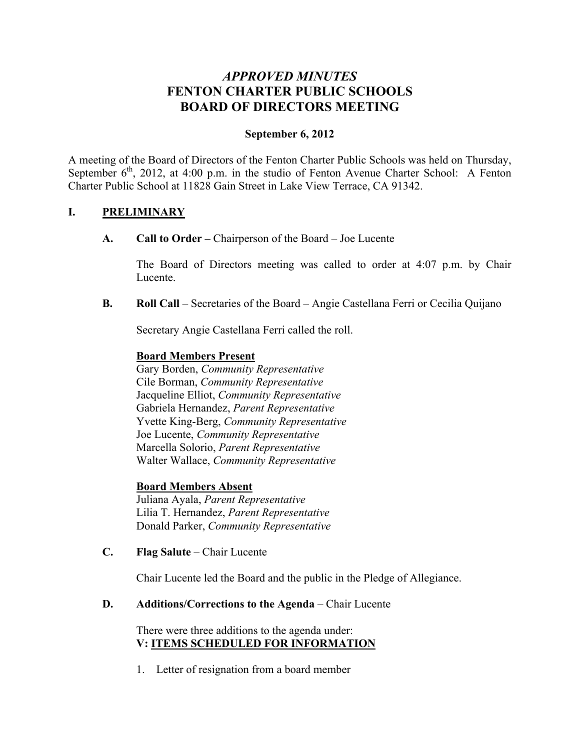# *APPROVED MINUTES*
# FENTON CHARTER PUBLIC SCHOOLS
# BOARD OF DIRECTORS MEETING

**September 6, 2012**

A meeting of the Board of Directors of the Fenton Charter Public Schools was held on Thursday, September 6th, 2012, at 4:00 p.m. in the studio of Fenton Avenue Charter School: A Fenton Charter Public School at 11828 Gain Street in Lake View Terrace, CA 91342.

## I. PRELIMINARY

**A. Call to Order –** Chairperson of the Board – Joe Lucente

The Board of Directors meeting was called to order at 4:07 p.m. by Chair Lucente.

**B. Roll Call** – Secretaries of the Board – Angie Castellana Ferri or Cecilia Quijano

Secretary Angie Castellana Ferri called the roll.

**Board Members Present**

Gary Borden, *Community Representative*
Cile Borman, *Community Representative*
Jacqueline Elliot, *Community Representative*
Gabriela Hernandez, *Parent Representative*
Yvette King-Berg, *Community Representative*
Joe Lucente, *Community Representative*
Marcella Solorio, *Parent Representative*
Walter Wallace, *Community Representative*

**Board Members Absent**

Juliana Ayala, *Parent Representative*
Lilia T. Hernandez, *Parent Representative*
Donald Parker, *Community Representative*

**C. Flag Salute** – Chair Lucente

Chair Lucente led the Board and the public in the Pledge of Allegiance.

**D. Additions/Corrections to the Agenda** – Chair Lucente

There were three additions to the agenda under:
**V: ITEMS SCHEDULED FOR INFORMATION**

1. Letter of resignation from a board member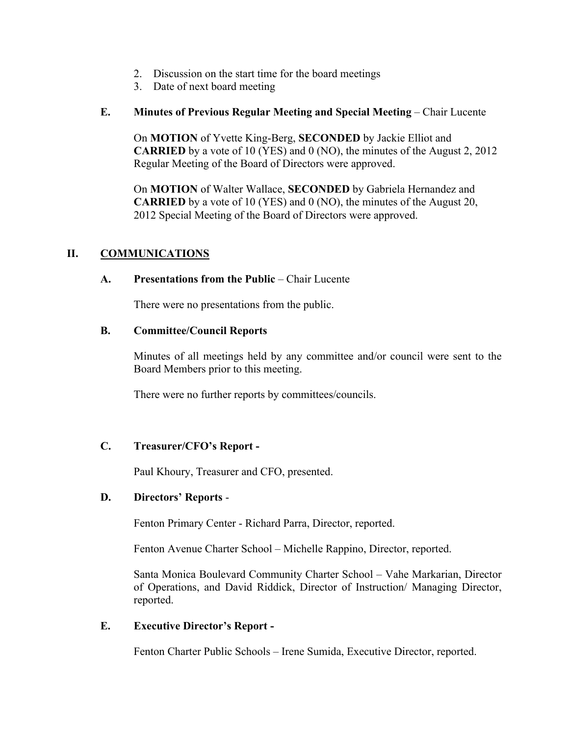2. Discussion on the start time for the board meetings
3. Date of next board meeting

### E. Minutes of Previous Regular Meeting and Special Meeting – Chair Lucente

On **MOTION** of Yvette King-Berg, **SECONDED** by Jackie Elliot and **CARRIED** by a vote of 10 (YES) and 0 (NO), the minutes of the August 2, 2012 Regular Meeting of the Board of Directors were approved.

On **MOTION** of Walter Wallace, **SECONDED** by Gabriela Hernandez and **CARRIED** by a vote of 10 (YES) and 0 (NO), the minutes of the August 20, 2012 Special Meeting of the Board of Directors were approved.

## II. COMMUNICATIONS

### A. Presentations from the Public – Chair Lucente

There were no presentations from the public.

### B. Committee/Council Reports

Minutes of all meetings held by any committee and/or council were sent to the Board Members prior to this meeting.

There were no further reports by committees/councils.

### C. Treasurer/CFO's Report -

Paul Khoury, Treasurer and CFO, presented.

### D. Directors' Reports -

Fenton Primary Center - Richard Parra, Director, reported.

Fenton Avenue Charter School – Michelle Rappino, Director, reported.

Santa Monica Boulevard Community Charter School – Vahe Markarian, Director of Operations, and David Riddick, Director of Instruction/ Managing Director, reported.

### E. Executive Director's Report -

Fenton Charter Public Schools – Irene Sumida, Executive Director, reported.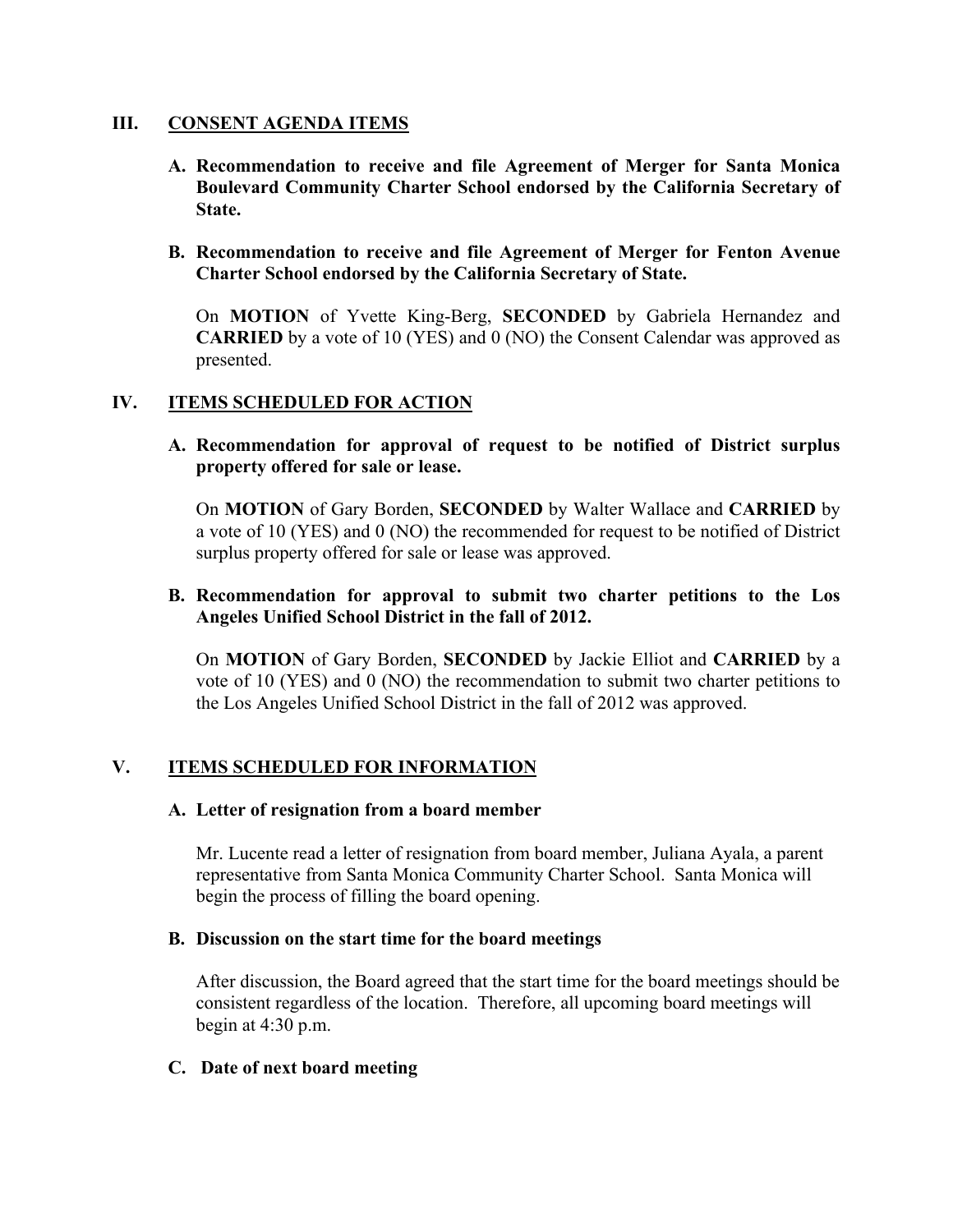## III. CONSENT AGENDA ITEMS

**A. Recommendation to receive and file Agreement of Merger for Santa Monica Boulevard Community Charter School endorsed by the California Secretary of State.**

**B. Recommendation to receive and file Agreement of Merger for Fenton Avenue Charter School endorsed by the California Secretary of State.**

On **MOTION** of Yvette King-Berg, **SECONDED** by Gabriela Hernandez and **CARRIED** by a vote of 10 (YES) and 0 (NO) the Consent Calendar was approved as presented.

## IV. ITEMS SCHEDULED FOR ACTION

**A. Recommendation for approval of request to be notified of District surplus property offered for sale or lease.**

On **MOTION** of Gary Borden, **SECONDED** by Walter Wallace and **CARRIED** by a vote of 10 (YES) and 0 (NO) the recommended for request to be notified of District surplus property offered for sale or lease was approved.

**B. Recommendation for approval to submit two charter petitions to the Los Angeles Unified School District in the fall of 2012.**

On **MOTION** of Gary Borden, **SECONDED** by Jackie Elliot and **CARRIED** by a vote of 10 (YES) and 0 (NO) the recommendation to submit two charter petitions to the Los Angeles Unified School District in the fall of 2012 was approved.

## V. ITEMS SCHEDULED FOR INFORMATION

**A. Letter of resignation from a board member**

Mr. Lucente read a letter of resignation from board member, Juliana Ayala, a parent representative from Santa Monica Community Charter School. Santa Monica will begin the process of filling the board opening.

**B. Discussion on the start time for the board meetings**

After discussion, the Board agreed that the start time for the board meetings should be consistent regardless of the location. Therefore, all upcoming board meetings will begin at 4:30 p.m.

**C. Date of next board meeting**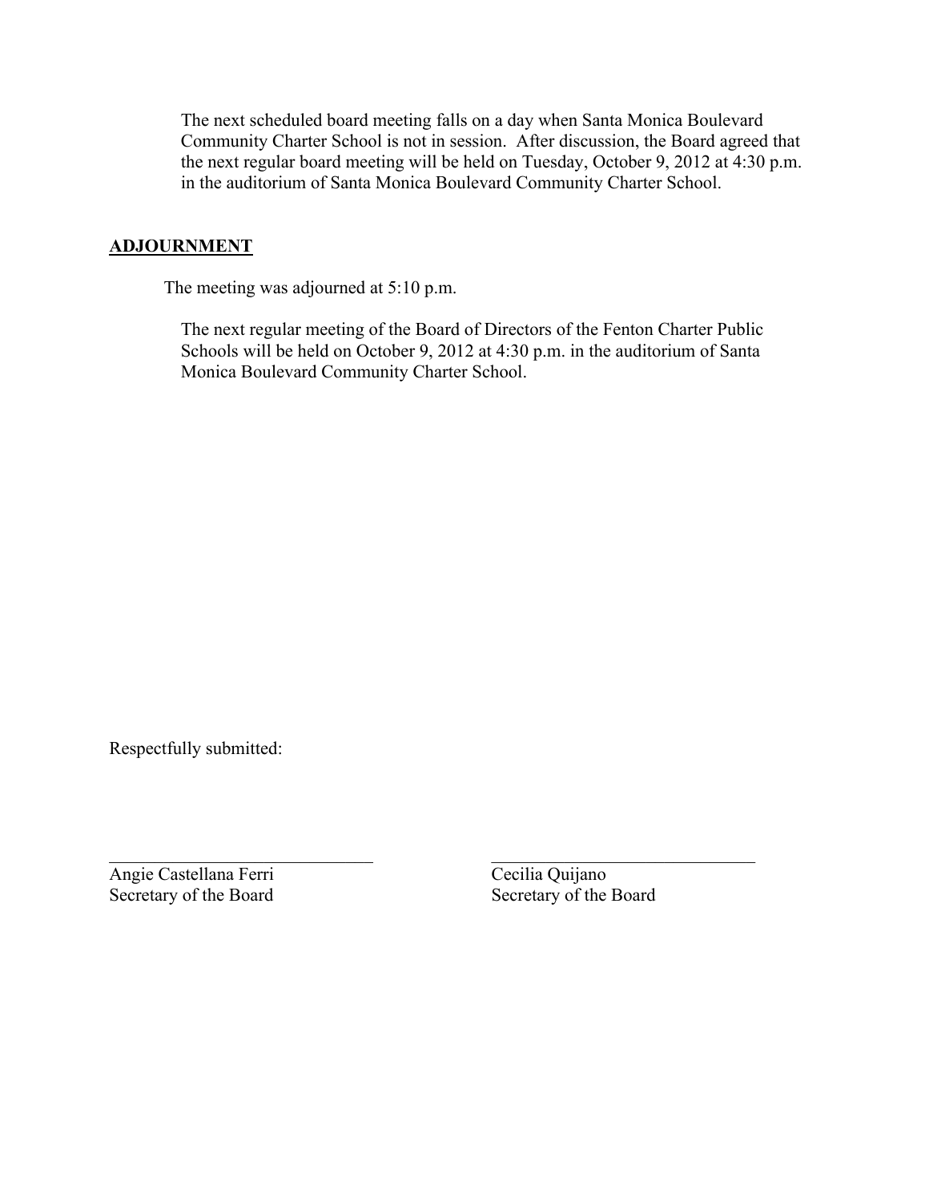The next scheduled board meeting falls on a day when Santa Monica Boulevard Community Charter School is not in session. After discussion, the Board agreed that the next regular board meeting will be held on Tuesday, October 9, 2012 at 4:30 p.m. in the auditorium of Santa Monica Boulevard Community Charter School.

## **ADJOURNMENT**

The meeting was adjourned at 5:10 p.m.

The next regular meeting of the Board of Directors of the Fenton Charter Public Schools will be held on October 9, 2012 at 4:30 p.m. in the auditorium of Santa Monica Boulevard Community Charter School.

Respectfully submitted:

| | |
|---|---|
| \_\_\_\_\_\_\_\_\_\_\_\_\_\_\_\_\_\_\_\_\_\_\_\_\_\_\_\_\_\_ | \_\_\_\_\_\_\_\_\_\_\_\_\_\_\_\_\_\_\_\_\_\_\_\_\_\_\_\_\_\_ |
| Angie Castellana Ferri | Cecilia Quijano |
| Secretary of the Board | Secretary of the Board |